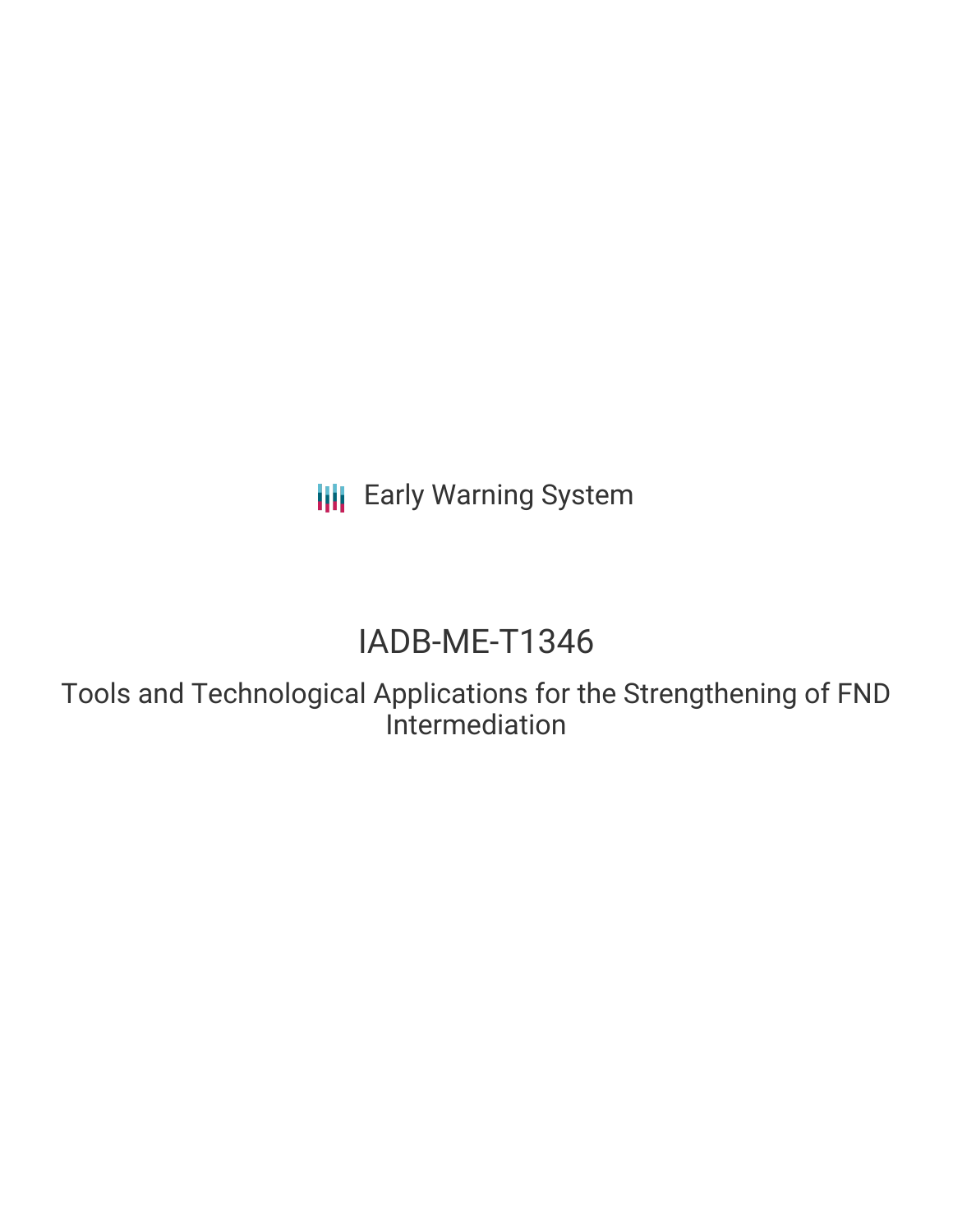Early Warning System

# IADB-ME-T1346

## Tools and Technological Applications for the Strengthening of FND Intermediation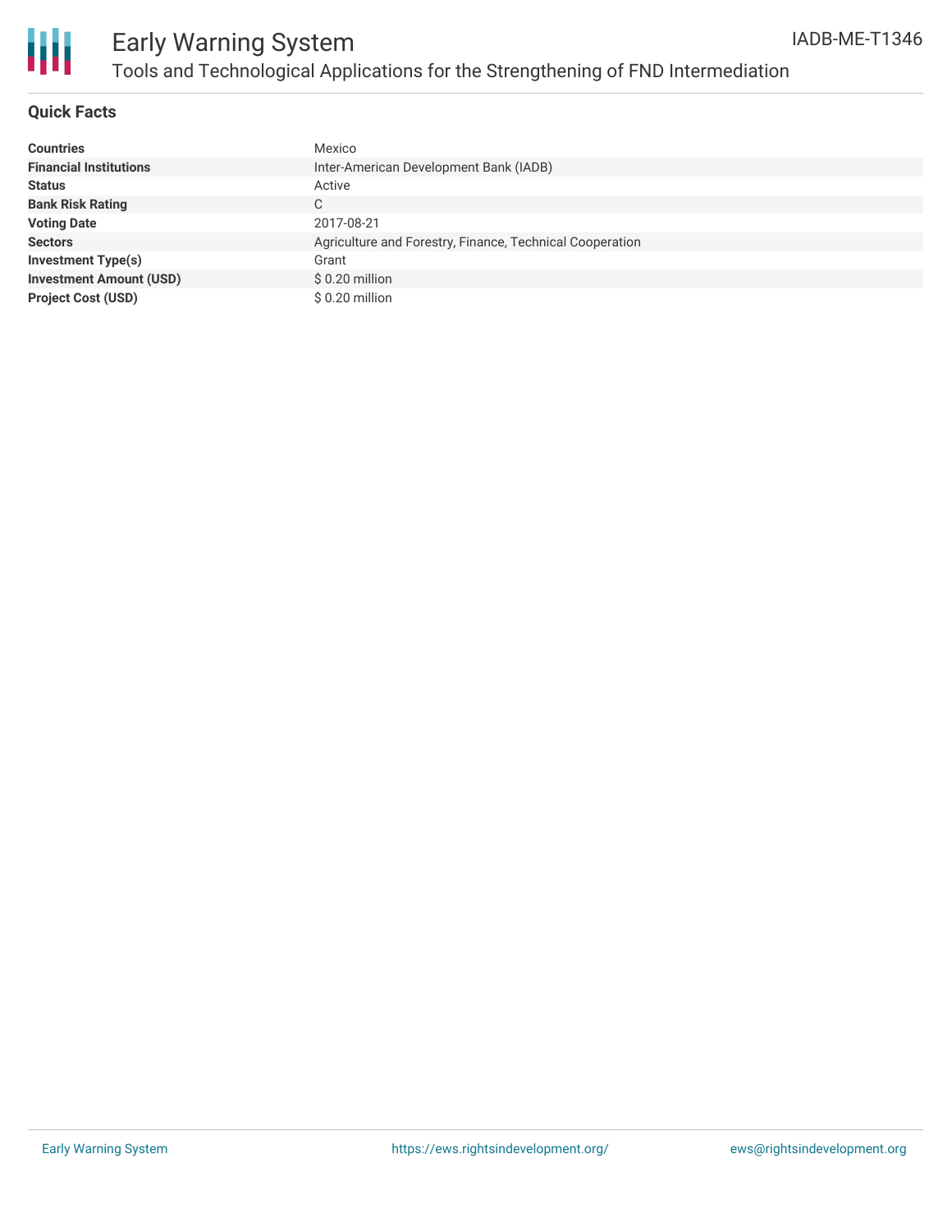# Early Warning System

## Tools and Technological Applications for the Strengthening of FND Intermediation

IADB-ME-T1346

### Quick Facts

| | |
|---|---|
| **Countries** | Mexico |
| **Financial Institutions** | Inter-American Development Bank (IADB) |
| **Status** | Active |
| **Bank Risk Rating** | C |
| **Voting Date** | 2017-08-21 |
| **Sectors** | Agriculture and Forestry, Finance, Technical Cooperation |
| **Investment Type(s)** | Grant |
| **Investment Amount (USD)** | $ 0.20 million |
| **Project Cost (USD)** | $ 0.20 million |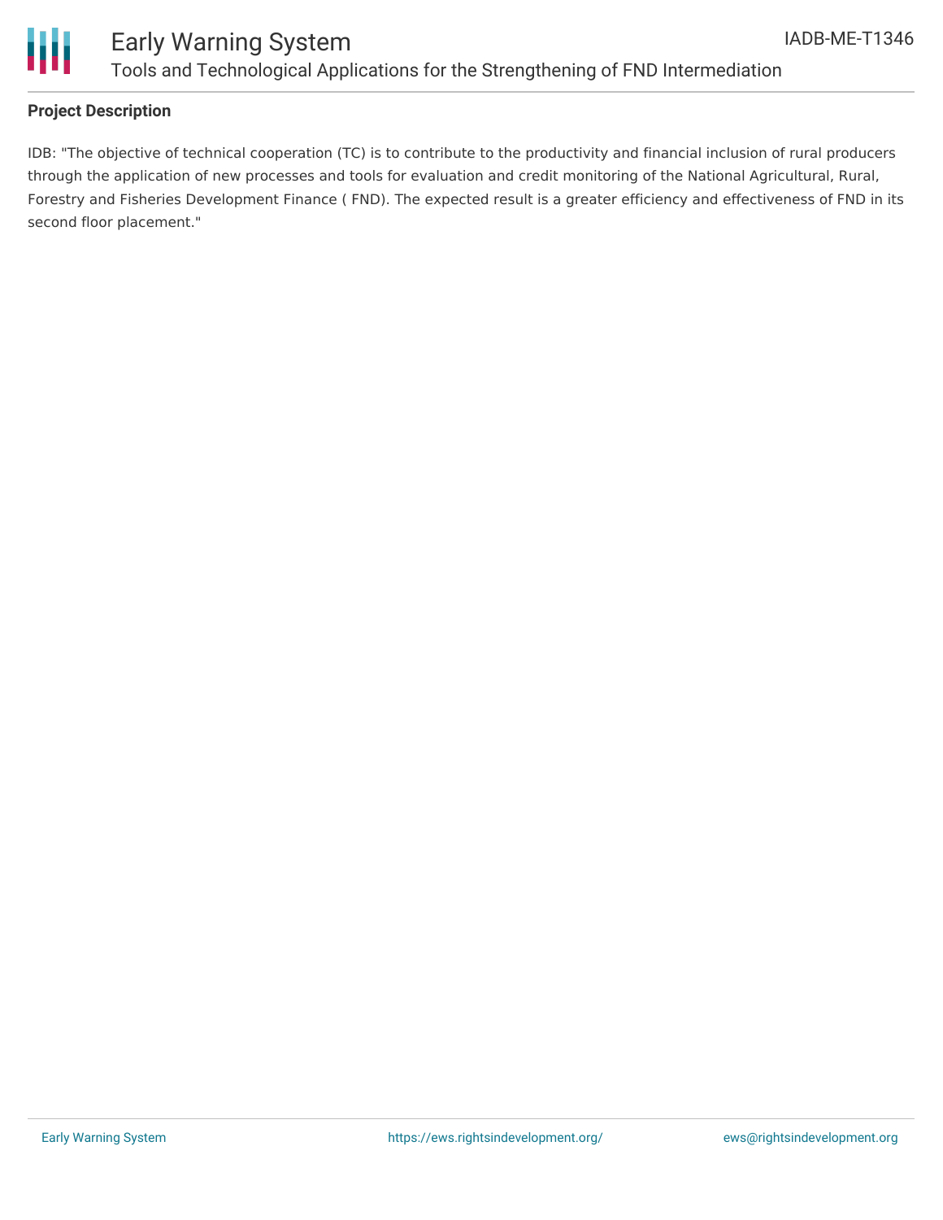## Project Description

IDB: "The objective of technical cooperation (TC) is to contribute to the productivity and financial inclusion of rural producers through the application of new processes and tools for evaluation and credit monitoring of the National Agricultural, Rural, Forestry and Fisheries Development Finance ( FND). The expected result is a greater efficiency and effectiveness of FND in its second floor placement."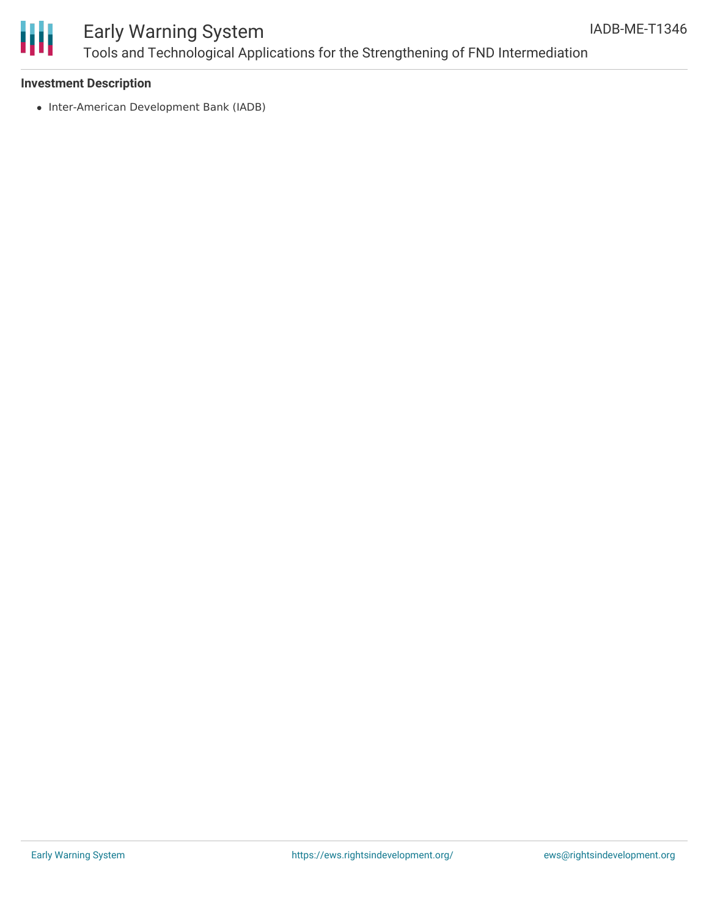**Investment Description**

- Inter-American Development Bank (IADB)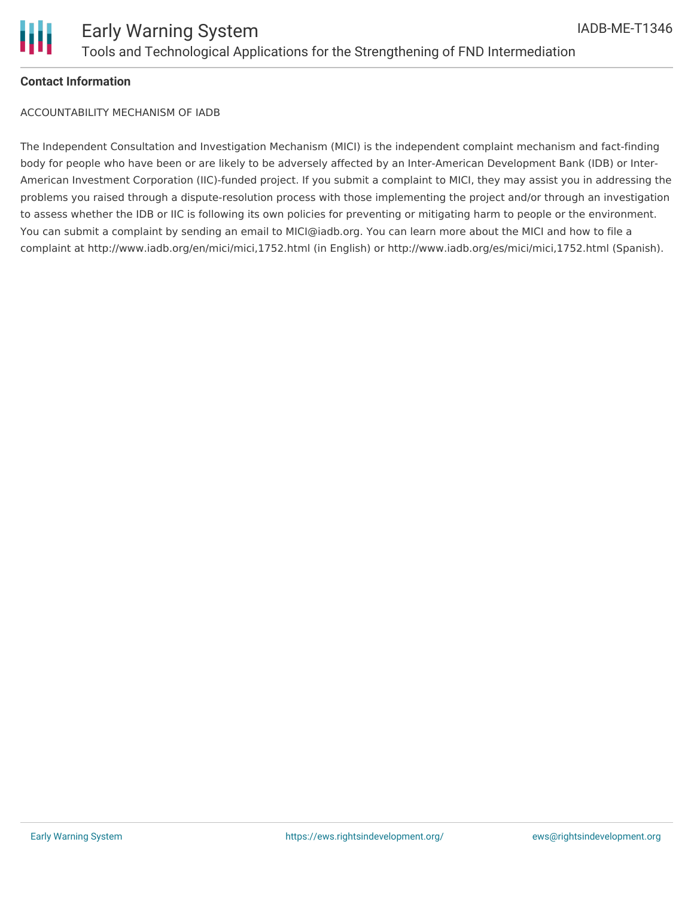**Contact Information**

ACCOUNTABILITY MECHANISM OF IADB

The Independent Consultation and Investigation Mechanism (MICI) is the independent complaint mechanism and fact-finding body for people who have been or are likely to be adversely affected by an Inter-American Development Bank (IDB) or Inter-American Investment Corporation (IIC)-funded project. If you submit a complaint to MICI, they may assist you in addressing the problems you raised through a dispute-resolution process with those implementing the project and/or through an investigation to assess whether the IDB or IIC is following its own policies for preventing or mitigating harm to people or the environment. You can submit a complaint by sending an email to MICI@iadb.org. You can learn more about the MICI and how to file a complaint at http://www.iadb.org/en/mici/mici,1752.html (in English) or http://www.iadb.org/es/mici/mici,1752.html (Spanish).